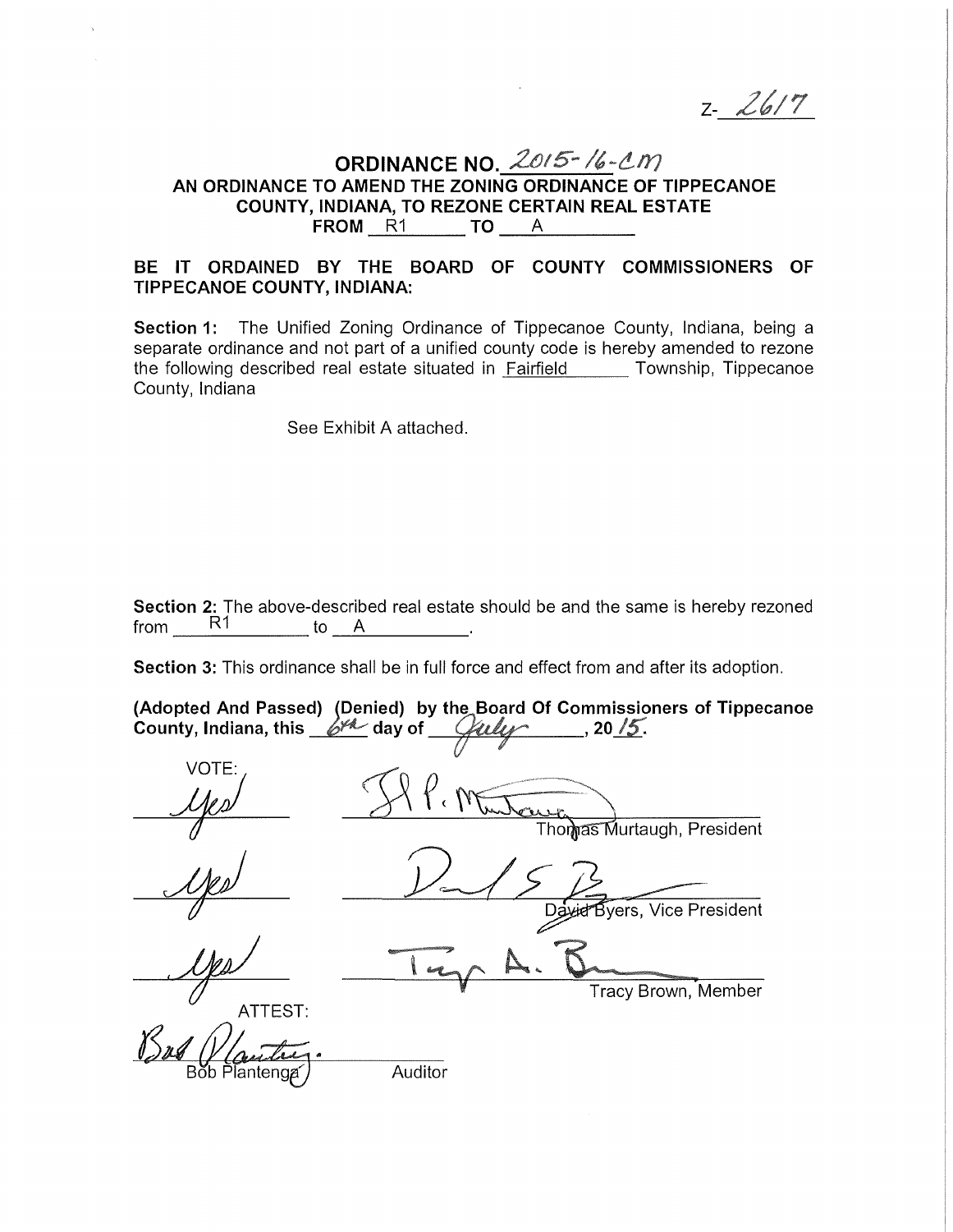Z- 2617

# ORDINANCE NO. 2015-16-CM

## AN ORDINANCE TO AMEND THE ZONING ORDINANCE OF TIPPECANOE COUNTY, INDIANA, TO REZONE CERTAIN REAL ESTATE FROM R1 TO A

**BE IT ORDAINED BY THE BOARD OF COUNTY COMMISSIONERS OF TIPPECANOE COUNTY, INDIANA:**

**Section 1:** The Unified Zoning Ordinance of Tippecanoe County, Indiana, being a separate ordinance and not part of a unified county code is hereby amended to rezone the following described real estate situated in Fairfield Township, Tippecanoe County, Indiana

See Exhibit A attached.

**Section 2:** The above-described real estate should be and the same is hereby rezoned from R1 to A.

**Section 3:** This ordinance shall be in full force and effect from and after its adoption.

**(Adopted And Passed) (Denied) by the Board Of Commissioners of Tippecanoe County, Indiana, this 6th day of July, 2015.**

| VOTE: | |
|---|---|
| Yes | Thomas Murtaugh, President |
| Yes | David Byers, Vice President |
| Yes | Tracy Brown, Member |

ATTEST:

Bob Plantenga, Auditor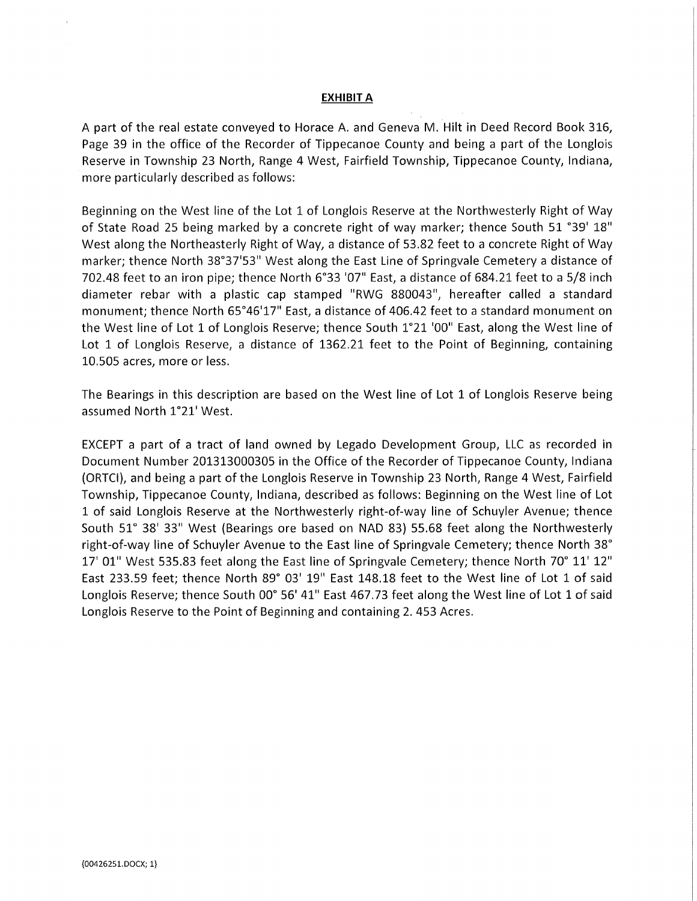**EXHIBIT A**

A part of the real estate conveyed to Horace A. and Geneva M. Hilt in Deed Record Book 316, Page 39 in the office of the Recorder of Tippecanoe County and being a part of the Longlois Reserve in Township 23 North, Range 4 West, Fairfield Township, Tippecanoe County, Indiana, more particularly described as follows:

Beginning on the West line of the Lot 1 of Longlois Reserve at the Northwesterly Right of Way of State Road 25 being marked by a concrete right of way marker; thence South 51 °39' 18" West along the Northeasterly Right of Way, a distance of 53.82 feet to a concrete Right of Way marker; thence North 38°37'53" West along the East Line of Springvale Cemetery a distance of 702.48 feet to an iron pipe; thence North 6°33 '07" East, a distance of 684.21 feet to a 5/8 inch diameter rebar with a plastic cap stamped "RWG 880043", hereafter called a standard monument; thence North 65°46'17" East, a distance of 406.42 feet to a standard monument on the West line of Lot 1 of Longlois Reserve; thence South 1°21 '00" East, along the West line of Lot 1 of Longlois Reserve, a distance of 1362.21 feet to the Point of Beginning, containing 10.505 acres, more or less.

The Bearings in this description are based on the West line of Lot 1 of Longlois Reserve being assumed North 1°21' West.

EXCEPT a part of a tract of land owned by Legado Development Group, LLC as recorded in Document Number 201313000305 in the Office of the Recorder of Tippecanoe County, Indiana (ORTCI), and being a part of the Longlois Reserve in Township 23 North, Range 4 West, Fairfield Township, Tippecanoe County, Indiana, described as follows: Beginning on the West line of Lot 1 of said Longlois Reserve at the Northwesterly right-of-way line of Schuyler Avenue; thence South 51° 38' 33" West (Bearings ore based on NAD 83) 55.68 feet along the Northwesterly right-of-way line of Schuyler Avenue to the East line of Springvale Cemetery; thence North 38° 17' 01" West 535.83 feet along the East line of Springvale Cemetery; thence North 70° 11' 12" East 233.59 feet; thence North 89° 03' 19" East 148.18 feet to the West line of Lot 1 of said Longlois Reserve; thence South 00° 56' 41" East 467.73 feet along the West line of Lot 1 of said Longlois Reserve to the Point of Beginning and containing 2. 453 Acres.

{00426251.DOCX; 1}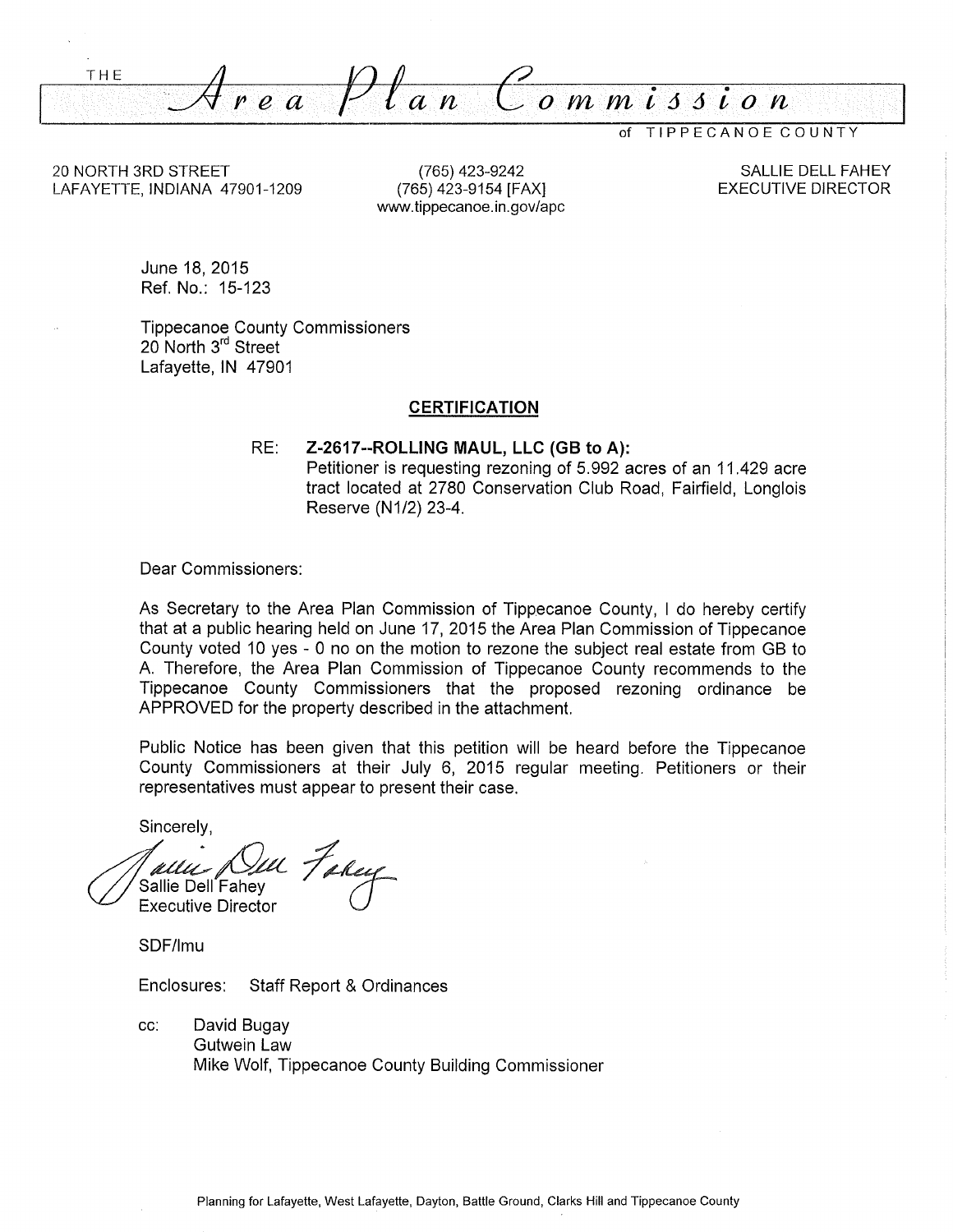# THE *Area Plan Commission* of TIPPECANOE COUNTY

20 NORTH 3RD STREET
LAFAYETTE, INDIANA 47901-1209

(765) 423-9242
(765) 423-9154 [FAX]
www.tippecanoe.in.gov/apc

SALLIE DELL FAHEY
EXECUTIVE DIRECTOR

June 18, 2015
Ref. No.: 15-123

Tippecanoe County Commissioners
20 North 3rd Street
Lafayette, IN 47901

## CERTIFICATION

RE: **Z-2617--ROLLING MAUL, LLC (GB to A):**
Petitioner is requesting rezoning of 5.992 acres of an 11.429 acre tract located at 2780 Conservation Club Road, Fairfield, Longlois Reserve (N1/2) 23-4.

Dear Commissioners:

As Secretary to the Area Plan Commission of Tippecanoe County, I do hereby certify that at a public hearing held on June 17, 2015 the Area Plan Commission of Tippecanoe County voted 10 yes - 0 no on the motion to rezone the subject real estate from GB to A. Therefore, the Area Plan Commission of Tippecanoe County recommends to the Tippecanoe County Commissioners that the proposed rezoning ordinance be APPROVED for the property described in the attachment.

Public Notice has been given that this petition will be heard before the Tippecanoe County Commissioners at their July 6, 2015 regular meeting. Petitioners or their representatives must appear to present their case.

Sincerely,

Sallie Dell Fahey
Executive Director

SDF/lmu

Enclosures: Staff Report & Ordinances

cc: David Bugay
Gutwein Law
Mike Wolf, Tippecanoe County Building Commissioner

Planning for Lafayette, West Lafayette, Dayton, Battle Ground, Clarks Hill and Tippecanoe County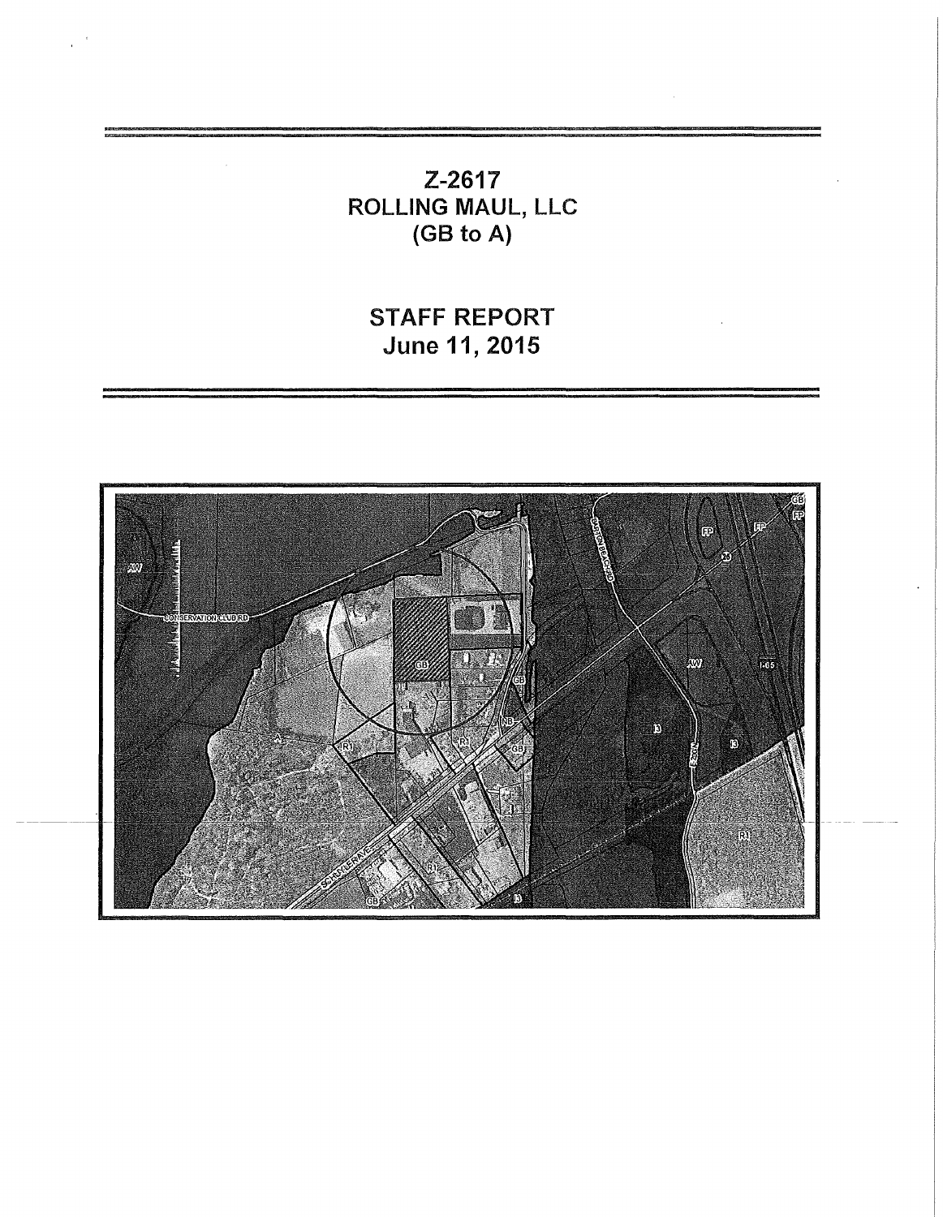# Z-2617
# ROLLING MAUL, LLC
# (GB to A)

## STAFF REPORT
## June 11, 2015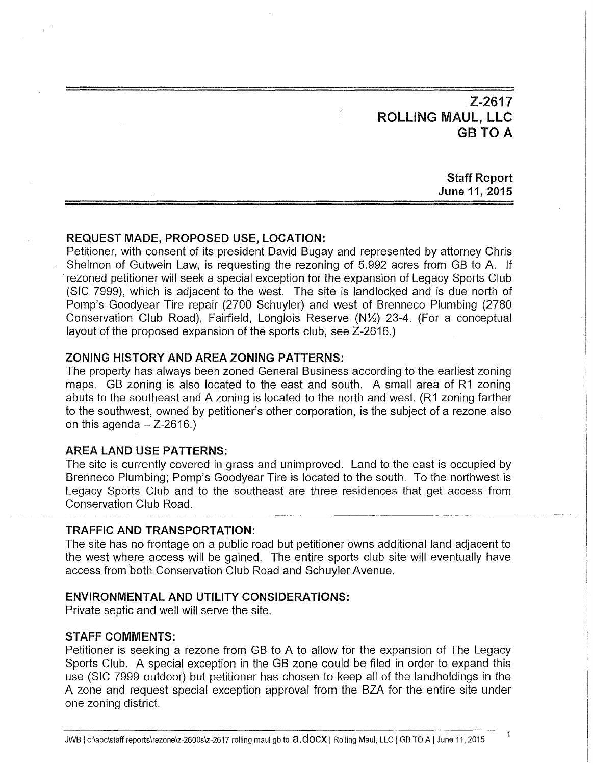# Z-2617
# ROLLING MAUL, LLC
# GB TO A

**Staff Report**
**June 11, 2015**

### REQUEST MADE, PROPOSED USE, LOCATION:

Petitioner, with consent of its president David Bugay and represented by attorney Chris Shelmon of Gutwein Law, is requesting the rezoning of 5.992 acres from GB to A. If rezoned petitioner will seek a special exception for the expansion of Legacy Sports Club (SIC 7999), which is adjacent to the west. The site is landlocked and is due north of Pomp's Goodyear Tire repair (2700 Schuyler) and west of Brenneco Plumbing (2780 Conservation Club Road), Fairfield, Longlois Reserve (N½) 23-4. (For a conceptual layout of the proposed expansion of the sports club, see Z-2616.)

### ZONING HISTORY AND AREA ZONING PATTERNS:

The property has always been zoned General Business according to the earliest zoning maps. GB zoning is also located to the east and south. A small area of R1 zoning abuts to the southeast and A zoning is located to the north and west. (R1 zoning farther to the southwest, owned by petitioner's other corporation, is the subject of a rezone also on this agenda – Z-2616.)

### AREA LAND USE PATTERNS:

The site is currently covered in grass and unimproved. Land to the east is occupied by Brenneco Plumbing; Pomp's Goodyear Tire is located to the south. To the northwest is Legacy Sports Club and to the southeast are three residences that get access from Conservation Club Road.

### TRAFFIC AND TRANSPORTATION:

The site has no frontage on a public road but petitioner owns additional land adjacent to the west where access will be gained. The entire sports club site will eventually have access from both Conservation Club Road and Schuyler Avenue.

### ENVIRONMENTAL AND UTILITY CONSIDERATIONS:

Private septic and well will serve the site.

### STAFF COMMENTS:

Petitioner is seeking a rezone from GB to A to allow for the expansion of The Legacy Sports Club. A special exception in the GB zone could be filed in order to expand this use (SIC 7999 outdoor) but petitioner has chosen to keep all of the landholdings in the A zone and request special exception approval from the BZA for the entire site under one zoning district.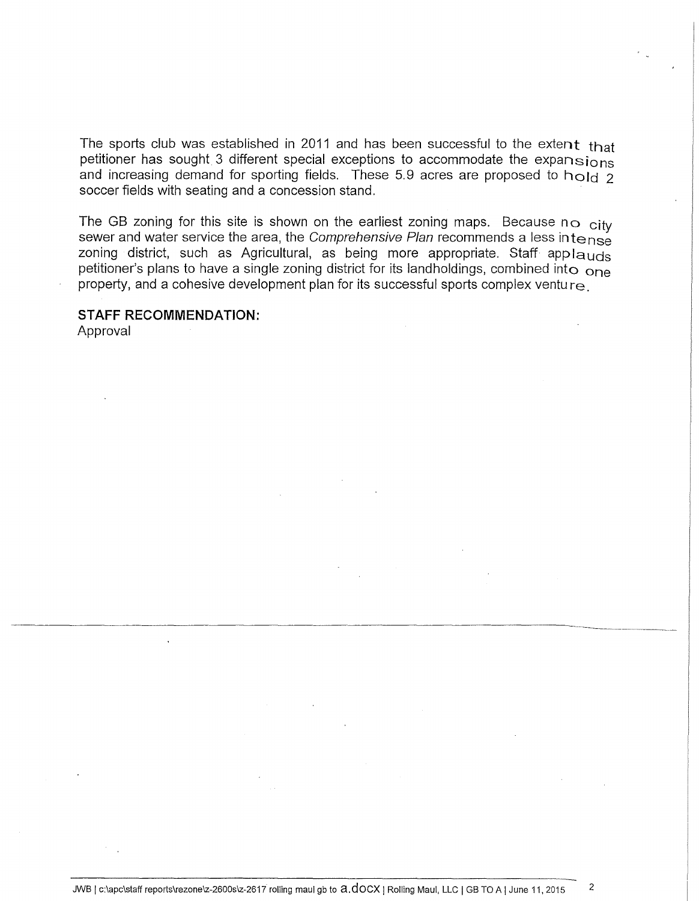The sports club was established in 2011 and has been successful to the extent that petitioner has sought 3 different special exceptions to accommodate the expansions and increasing demand for sporting fields. These 5.9 acres are proposed to hold 2 soccer fields with seating and a concession stand.

The GB zoning for this site is shown on the earliest zoning maps. Because no city sewer and water service the area, the *Comprehensive Plan* recommends a less intense zoning district, such as Agricultural, as being more appropriate. Staff applauds petitioner's plans to have a single zoning district for its landholdings, combined into one property, and a cohesive development plan for its successful sports complex venture.

**STAFF RECOMMENDATION:**
Approval